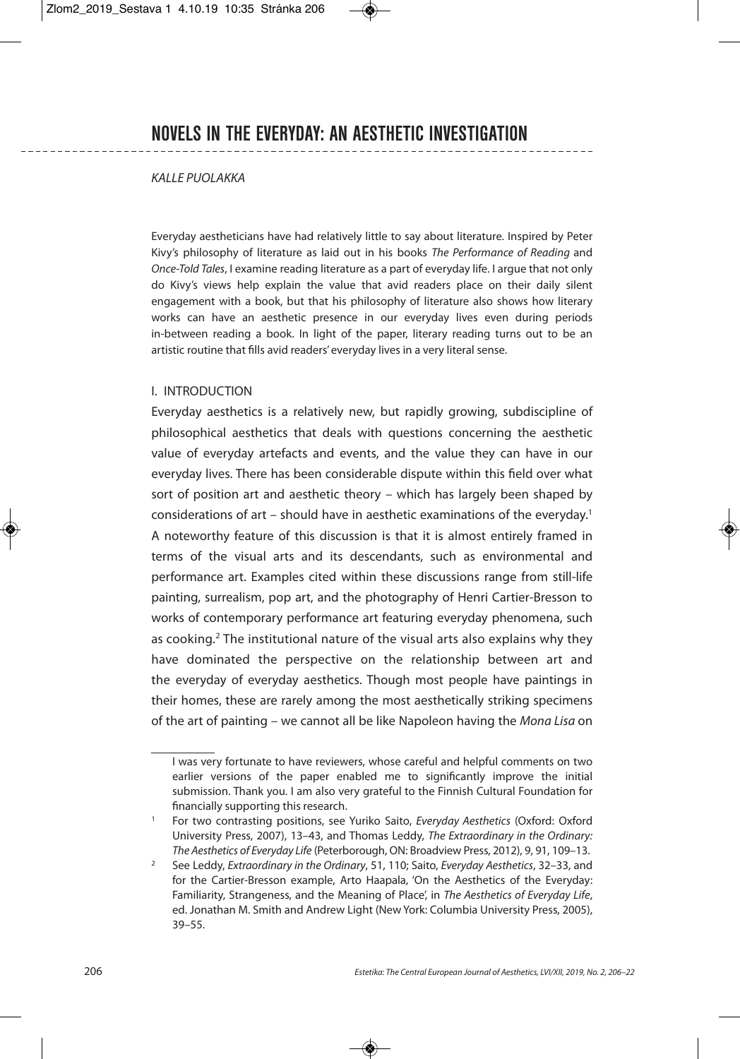# NOVELS IN THE EVERYDAY: AN AESTHETIC INVESTIGATION

*KALLE PUOLAKKA*

Everyday aestheticians have had relatively little to say about literature. Inspired by Peter Kivy's philosophy of literature as laid out in his books *The Performance of Reading* and *Once-Told Tales*, I examine reading literature as a part of everyday life. I argue that not only do Kivy's views help explain the value that avid readers place on their daily silent engagement with a book, but that his philosophy of literature also shows how literary works can have an aesthetic presence in our everyday lives even during periods in-between reading a book. In light of the paper, literary reading turns out to be an artistic routine that fills avid readers' everyday lives in a very literal sense.

## I. INTRODUCTION

Everyday aesthetics is a relatively new, but rapidly growing, subdiscipline of philosophical aesthetics that deals with questions concerning the aesthetic value of everyday artefacts and events, and the value they can have in our everyday lives. There has been considerable dispute within this field over what sort of position art and aesthetic theory – which has largely been shaped by considerations of art – should have in aesthetic examinations of the everyday.[1] A noteworthy feature of this discussion is that it is almost entirely framed in terms of the visual arts and its descendants, such as environmental and performance art. Examples cited within these discussions range from still-life painting, surrealism, pop art, and the photography of Henri Cartier-Bresson to works of contemporary performance art featuring everyday phenomena, such as cooking.[2] The institutional nature of the visual arts also explains why they have dominated the perspective on the relationship between art and the everyday of everyday aesthetics. Though most people have paintings in their homes, these are rarely among the most aesthetically striking specimens of the art of painting – we cannot all be like Napoleon having the *Mona Lisa* on

---

I was very fortunate to have reviewers, whose careful and helpful comments on two earlier versions of the paper enabled me to significantly improve the initial submission. Thank you. I am also very grateful to the Finnish Cultural Foundation for financially supporting this research.

[1] For two contrasting positions, see Yuriko Saito, *Everyday Aesthetics* (Oxford: Oxford University Press, 2007), 13–43, and Thomas Leddy, *The Extraordinary in the Ordinary: The Aesthetics of Everyday Life* (Peterborough, ON: Broadview Press, 2012), 9, 91, 109–13.

[2] See Leddy, *Extraordinary in the Ordinary*, 51, 110; Saito, *Everyday Aesthetics*, 32–33, and for the Cartier-Bresson example, Arto Haapala, 'On the Aesthetics of the Everyday: Familiarity, Strangeness, and the Meaning of Place', in *The Aesthetics of Everyday Life*, ed. Jonathan M. Smith and Andrew Light (New York: Columbia University Press, 2005), 39–55.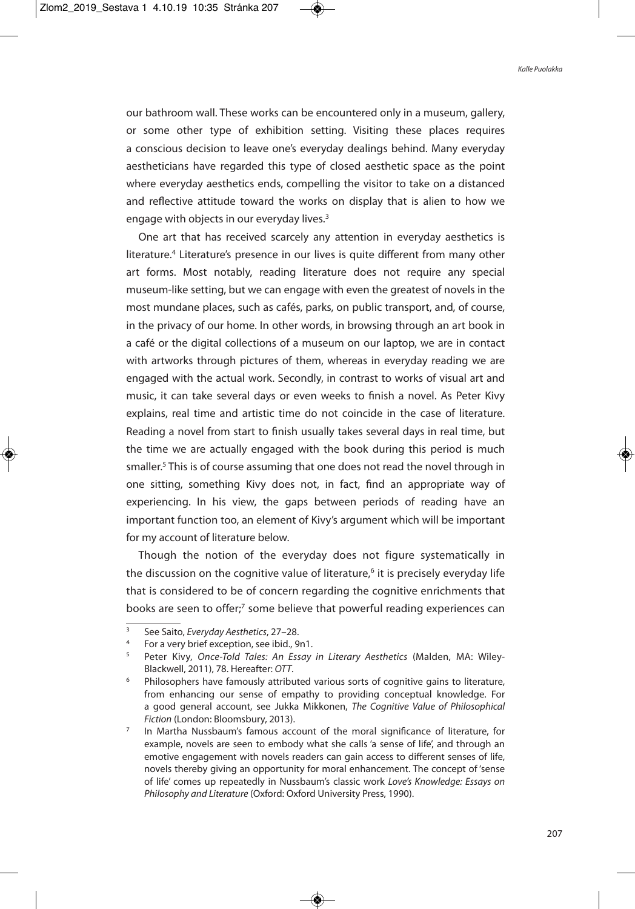our bathroom wall. These works can be encountered only in a museum, gallery, or some other type of exhibition setting. Visiting these places requires a conscious decision to leave one's everyday dealings behind. Many everyday aestheticians have regarded this type of closed aesthetic space as the point where everyday aesthetics ends, compelling the visitor to take on a distanced and reflective attitude toward the works on display that is alien to how we engage with objects in our everyday lives.[3]

One art that has received scarcely any attention in everyday aesthetics is literature.[4] Literature's presence in our lives is quite different from many other art forms. Most notably, reading literature does not require any special museum-like setting, but we can engage with even the greatest of novels in the most mundane places, such as cafés, parks, on public transport, and, of course, in the privacy of our home. In other words, in browsing through an art book in a café or the digital collections of a museum on our laptop, we are in contact with artworks through pictures of them, whereas in everyday reading we are engaged with the actual work. Secondly, in contrast to works of visual art and music, it can take several days or even weeks to finish a novel. As Peter Kivy explains, real time and artistic time do not coincide in the case of literature. Reading a novel from start to finish usually takes several days in real time, but the time we are actually engaged with the book during this period is much smaller.[5] This is of course assuming that one does not read the novel through in one sitting, something Kivy does not, in fact, find an appropriate way of experiencing. In his view, the gaps between periods of reading have an important function too, an element of Kivy's argument which will be important for my account of literature below.

Though the notion of the everyday does not figure systematically in the discussion on the cognitive value of literature,[6] it is precisely everyday life that is considered to be of concern regarding the cognitive enrichments that books are seen to offer;[7] some believe that powerful reading experiences can

---

[3] See Saito, *Everyday Aesthetics*, 27–28.

[4] For a very brief exception, see ibid., 9n1.

[5] Peter Kivy, *Once-Told Tales: An Essay in Literary Aesthetics* (Malden, MA: Wiley-Blackwell, 2011), 78. Hereafter: *OTT*.

[6] Philosophers have famously attributed various sorts of cognitive gains to literature, from enhancing our sense of empathy to providing conceptual knowledge. For a good general account, see Jukka Mikkonen, *The Cognitive Value of Philosophical Fiction* (London: Bloomsbury, 2013).

[7] In Martha Nussbaum's famous account of the moral significance of literature, for example, novels are seen to embody what she calls 'a sense of life', and through an emotive engagement with novels readers can gain access to different senses of life, novels thereby giving an opportunity for moral enhancement. The concept of 'sense of life' comes up repeatedly in Nussbaum's classic work *Love's Knowledge: Essays on Philosophy and Literature* (Oxford: Oxford University Press, 1990).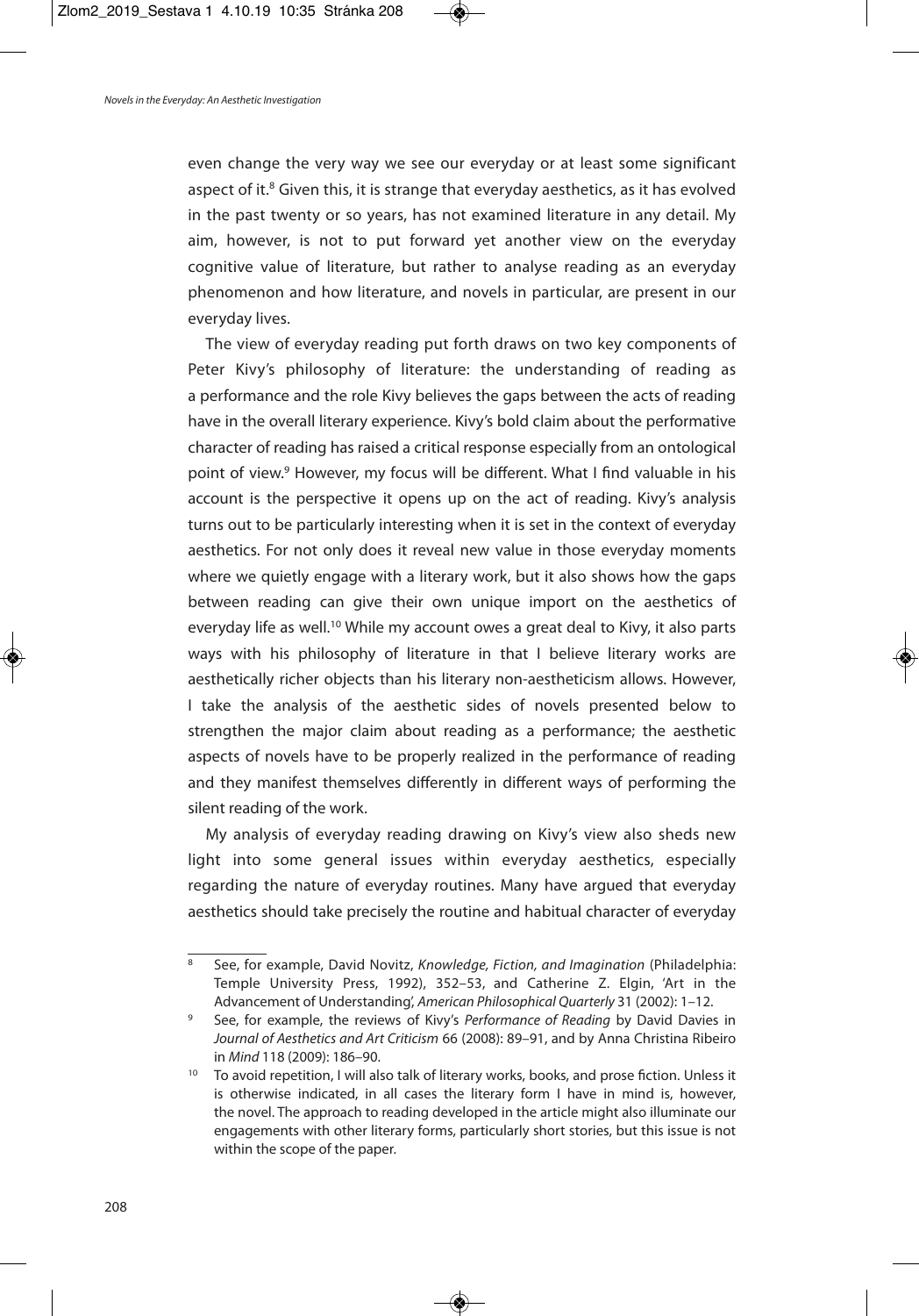even change the very way we see our everyday or at least some significant aspect of it.[8] Given this, it is strange that everyday aesthetics, as it has evolved in the past twenty or so years, has not examined literature in any detail. My aim, however, is not to put forward yet another view on the everyday cognitive value of literature, but rather to analyse reading as an everyday phenomenon and how literature, and novels in particular, are present in our everyday lives.

The view of everyday reading put forth draws on two key components of Peter Kivy's philosophy of literature: the understanding of reading as a performance and the role Kivy believes the gaps between the acts of reading have in the overall literary experience. Kivy's bold claim about the performative character of reading has raised a critical response especially from an ontological point of view.[9] However, my focus will be different. What I find valuable in his account is the perspective it opens up on the act of reading. Kivy's analysis turns out to be particularly interesting when it is set in the context of everyday aesthetics. For not only does it reveal new value in those everyday moments where we quietly engage with a literary work, but it also shows how the gaps between reading can give their own unique import on the aesthetics of everyday life as well.[10] While my account owes a great deal to Kivy, it also parts ways with his philosophy of literature in that I believe literary works are aesthetically richer objects than his literary non-aestheticism allows. However, I take the analysis of the aesthetic sides of novels presented below to strengthen the major claim about reading as a performance; the aesthetic aspects of novels have to be properly realized in the performance of reading and they manifest themselves differently in different ways of performing the silent reading of the work.

My analysis of everyday reading drawing on Kivy's view also sheds new light into some general issues within everyday aesthetics, especially regarding the nature of everyday routines. Many have argued that everyday aesthetics should take precisely the routine and habitual character of everyday

---

[8] See, for example, David Novitz, *Knowledge, Fiction, and Imagination* (Philadelphia: Temple University Press, 1992), 352–53, and Catherine Z. Elgin, 'Art in the Advancement of Understanding', *American Philosophical Quarterly* 31 (2002): 1–12.

[9] See, for example, the reviews of Kivy's *Performance of Reading* by David Davies in *Journal of Aesthetics and Art Criticism* 66 (2008): 89–91, and by Anna Christina Ribeiro in *Mind* 118 (2009): 186–90.

[10] To avoid repetition, I will also talk of literary works, books, and prose fiction. Unless it is otherwise indicated, in all cases the literary form I have in mind is, however, the novel. The approach to reading developed in the article might also illuminate our engagements with other literary forms, particularly short stories, but this issue is not within the scope of the paper.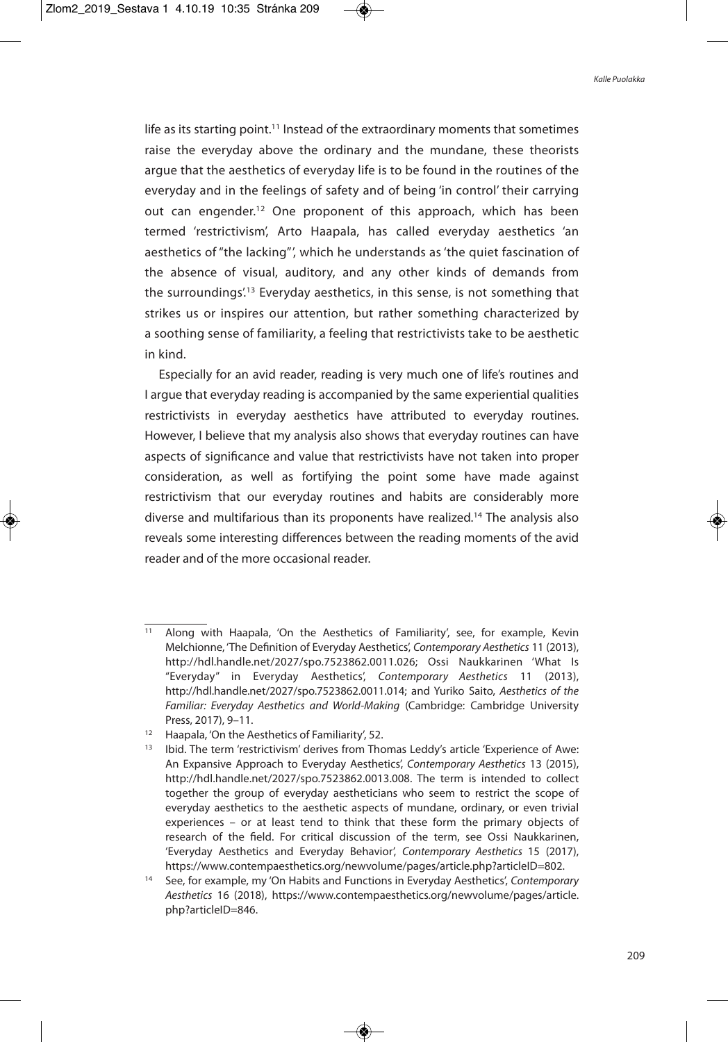life as its starting point.[11] Instead of the extraordinary moments that sometimes raise the everyday above the ordinary and the mundane, these theorists argue that the aesthetics of everyday life is to be found in the routines of the everyday and in the feelings of safety and of being 'in control' their carrying out can engender.[12] One proponent of this approach, which has been termed 'restrictivism', Arto Haapala, has called everyday aesthetics 'an aesthetics of "the lacking"', which he understands as 'the quiet fascination of the absence of visual, auditory, and any other kinds of demands from the surroundings'.[13] Everyday aesthetics, in this sense, is not something that strikes us or inspires our attention, but rather something characterized by a soothing sense of familiarity, a feeling that restrictivists take to be aesthetic in kind.

Especially for an avid reader, reading is very much one of life's routines and I argue that everyday reading is accompanied by the same experiential qualities restrictivists in everyday aesthetics have attributed to everyday routines. However, I believe that my analysis also shows that everyday routines can have aspects of significance and value that restrictivists have not taken into proper consideration, as well as fortifying the point some have made against restrictivism that our everyday routines and habits are considerably more diverse and multifarious than its proponents have realized.[14] The analysis also reveals some interesting differences between the reading moments of the avid reader and of the more occasional reader.

---

[11] Along with Haapala, 'On the Aesthetics of Familiarity', see, for example, Kevin Melchionne, 'The Definition of Everyday Aesthetics', *Contemporary Aesthetics* 11 (2013), http://hdl.handle.net/2027/spo.7523862.0011.026; Ossi Naukkarinen 'What Is "Everyday" in Everyday Aesthetics', *Contemporary Aesthetics* 11 (2013), http://hdl.handle.net/2027/spo.7523862.0011.014; and Yuriko Saito, *Aesthetics of the Familiar: Everyday Aesthetics and World-Making* (Cambridge: Cambridge University Press, 2017), 9–11.

[12] Haapala, 'On the Aesthetics of Familiarity', 52.

[13] Ibid. The term 'restrictivism' derives from Thomas Leddy's article 'Experience of Awe: An Expansive Approach to Everyday Aesthetics', *Contemporary Aesthetics* 13 (2015), http://hdl.handle.net/2027/spo.7523862.0013.008. The term is intended to collect together the group of everyday aestheticians who seem to restrict the scope of everyday aesthetics to the aesthetic aspects of mundane, ordinary, or even trivial experiences – or at least tend to think that these form the primary objects of research of the field. For critical discussion of the term, see Ossi Naukkarinen, 'Everyday Aesthetics and Everyday Behavior', *Contemporary Aesthetics* 15 (2017), https://www.contempaesthetics.org/newvolume/pages/article.php?articleID=802.

[14] See, for example, my 'On Habits and Functions in Everyday Aesthetics', *Contemporary Aesthetics* 16 (2018), https://www.contempaesthetics.org/newvolume/pages/article.php?articleID=846.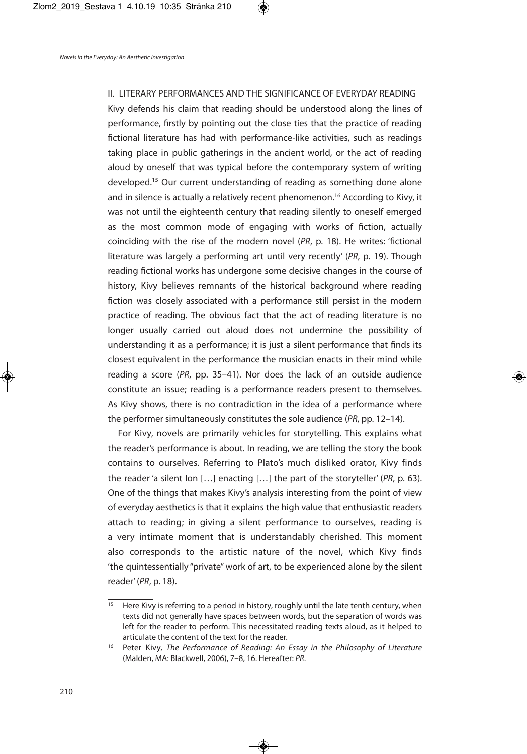## II. LITERARY PERFORMANCES AND THE SIGNIFICANCE OF EVERYDAY READING

Kivy defends his claim that reading should be understood along the lines of performance, firstly by pointing out the close ties that the practice of reading fictional literature has had with performance-like activities, such as readings taking place in public gatherings in the ancient world, or the act of reading aloud by oneself that was typical before the contemporary system of writing developed.[15] Our current understanding of reading as something done alone and in silence is actually a relatively recent phenomenon.[16] According to Kivy, it was not until the eighteenth century that reading silently to oneself emerged as the most common mode of engaging with works of fiction, actually coinciding with the rise of the modern novel (*PR*, p. 18). He writes: 'fictional literature was largely a performing art until very recently' (*PR*, p. 19). Though reading fictional works has undergone some decisive changes in the course of history, Kivy believes remnants of the historical background where reading fiction was closely associated with a performance still persist in the modern practice of reading. The obvious fact that the act of reading literature is no longer usually carried out aloud does not undermine the possibility of understanding it as a performance; it is just a silent performance that finds its closest equivalent in the performance the musician enacts in their mind while reading a score (*PR*, pp. 35–41). Nor does the lack of an outside audience constitute an issue; reading is a performance readers present to themselves. As Kivy shows, there is no contradiction in the idea of a performance where the performer simultaneously constitutes the sole audience (*PR*, pp. 12–14).

For Kivy, novels are primarily vehicles for storytelling. This explains what the reader's performance is about. In reading, we are telling the story the book contains to ourselves. Referring to Plato's much disliked orator, Kivy finds the reader 'a silent Ion […] enacting […] the part of the storyteller' (*PR*, p. 63). One of the things that makes Kivy's analysis interesting from the point of view of everyday aesthetics is that it explains the high value that enthusiastic readers attach to reading; in giving a silent performance to ourselves, reading is a very intimate moment that is understandably cherished. This moment also corresponds to the artistic nature of the novel, which Kivy finds 'the quintessentially "private" work of art, to be experienced alone by the silent reader' (*PR*, p. 18).

---

[15] Here Kivy is referring to a period in history, roughly until the late tenth century, when texts did not generally have spaces between words, but the separation of words was left for the reader to perform. This necessitated reading texts aloud, as it helped to articulate the content of the text for the reader.

[16] Peter Kivy, *The Performance of Reading: An Essay in the Philosophy of Literature* (Malden, MA: Blackwell, 2006), 7–8, 16. Hereafter: *PR*.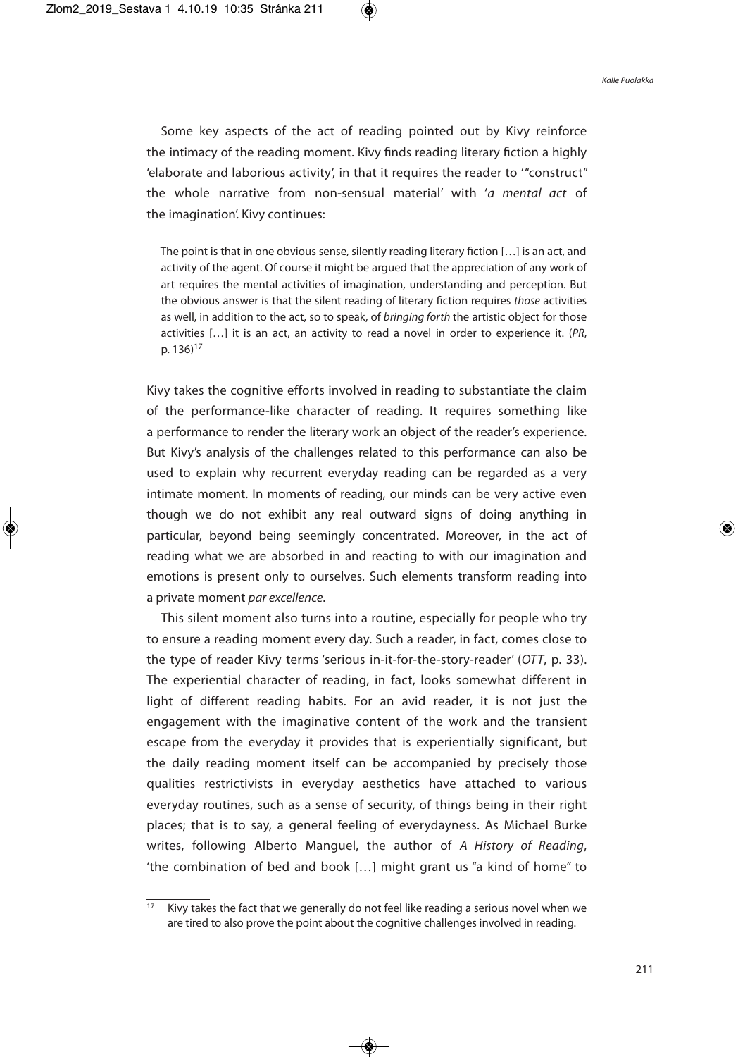Some key aspects of the act of reading pointed out by Kivy reinforce the intimacy of the reading moment. Kivy finds reading literary fiction a highly 'elaborate and laborious activity', in that it requires the reader to '"construct" the whole narrative from non-sensual material' with '*a mental act* of the imagination'. Kivy continues:

> The point is that in one obvious sense, silently reading literary fiction […] is an act, and activity of the agent. Of course it might be argued that the appreciation of any work of art requires the mental activities of imagination, understanding and perception. But the obvious answer is that the silent reading of literary fiction requires *those* activities as well, in addition to the act, so to speak, of *bringing forth* the artistic object for those activities […] it is an act, an activity to read a novel in order to experience it. (*PR*, p. 136)[17]

Kivy takes the cognitive efforts involved in reading to substantiate the claim of the performance-like character of reading. It requires something like a performance to render the literary work an object of the reader's experience. But Kivy's analysis of the challenges related to this performance can also be used to explain why recurrent everyday reading can be regarded as a very intimate moment. In moments of reading, our minds can be very active even though we do not exhibit any real outward signs of doing anything in particular, beyond being seemingly concentrated. Moreover, in the act of reading what we are absorbed in and reacting to with our imagination and emotions is present only to ourselves. Such elements transform reading into a private moment *par excellence*.

This silent moment also turns into a routine, especially for people who try to ensure a reading moment every day. Such a reader, in fact, comes close to the type of reader Kivy terms 'serious in-it-for-the-story-reader' (*OTT*, p. 33). The experiential character of reading, in fact, looks somewhat different in light of different reading habits. For an avid reader, it is not just the engagement with the imaginative content of the work and the transient escape from the everyday it provides that is experientially significant, but the daily reading moment itself can be accompanied by precisely those qualities restrictivists in everyday aesthetics have attached to various everyday routines, such as a sense of security, of things being in their right places; that is to say, a general feeling of everydayness. As Michael Burke writes, following Alberto Manguel, the author of *A History of Reading*, 'the combination of bed and book […] might grant us "a kind of home" to

---

[17] Kivy takes the fact that we generally do not feel like reading a serious novel when we are tired to also prove the point about the cognitive challenges involved in reading.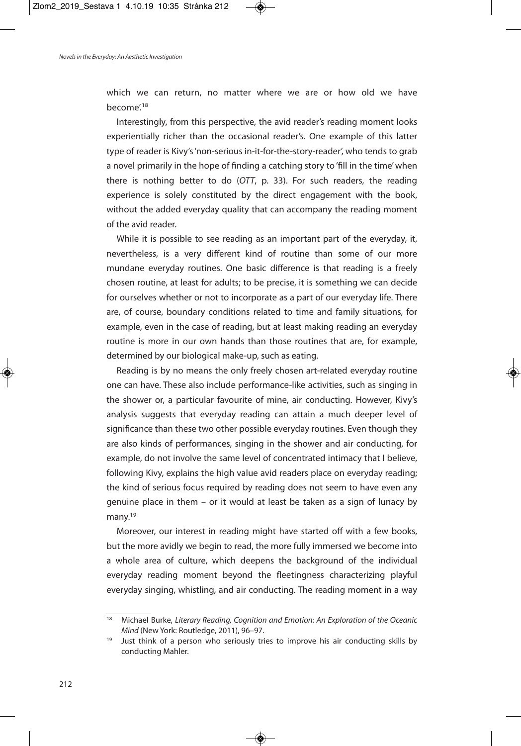which we can return, no matter where we are or how old we have become'.[18]

Interestingly, from this perspective, the avid reader's reading moment looks experientially richer than the occasional reader's. One example of this latter type of reader is Kivy's 'non-serious in-it-for-the-story-reader', who tends to grab a novel primarily in the hope of finding a catching story to 'fill in the time' when there is nothing better to do (*OTT*, p. 33). For such readers, the reading experience is solely constituted by the direct engagement with the book, without the added everyday quality that can accompany the reading moment of the avid reader.

While it is possible to see reading as an important part of the everyday, it, nevertheless, is a very different kind of routine than some of our more mundane everyday routines. One basic difference is that reading is a freely chosen routine, at least for adults; to be precise, it is something we can decide for ourselves whether or not to incorporate as a part of our everyday life. There are, of course, boundary conditions related to time and family situations, for example, even in the case of reading, but at least making reading an everyday routine is more in our own hands than those routines that are, for example, determined by our biological make-up, such as eating.

Reading is by no means the only freely chosen art-related everyday routine one can have. These also include performance-like activities, such as singing in the shower or, a particular favourite of mine, air conducting. However, Kivy's analysis suggests that everyday reading can attain a much deeper level of significance than these two other possible everyday routines. Even though they are also kinds of performances, singing in the shower and air conducting, for example, do not involve the same level of concentrated intimacy that I believe, following Kivy, explains the high value avid readers place on everyday reading; the kind of serious focus required by reading does not seem to have even any genuine place in them – or it would at least be taken as a sign of lunacy by many.[19]

Moreover, our interest in reading might have started off with a few books, but the more avidly we begin to read, the more fully immersed we become into a whole area of culture, which deepens the background of the individual everyday reading moment beyond the fleetingness characterizing playful everyday singing, whistling, and air conducting. The reading moment in a way

---

[18] Michael Burke, *Literary Reading, Cognition and Emotion: An Exploration of the Oceanic Mind* (New York: Routledge, 2011), 96–97.

[19] Just think of a person who seriously tries to improve his air conducting skills by conducting Mahler.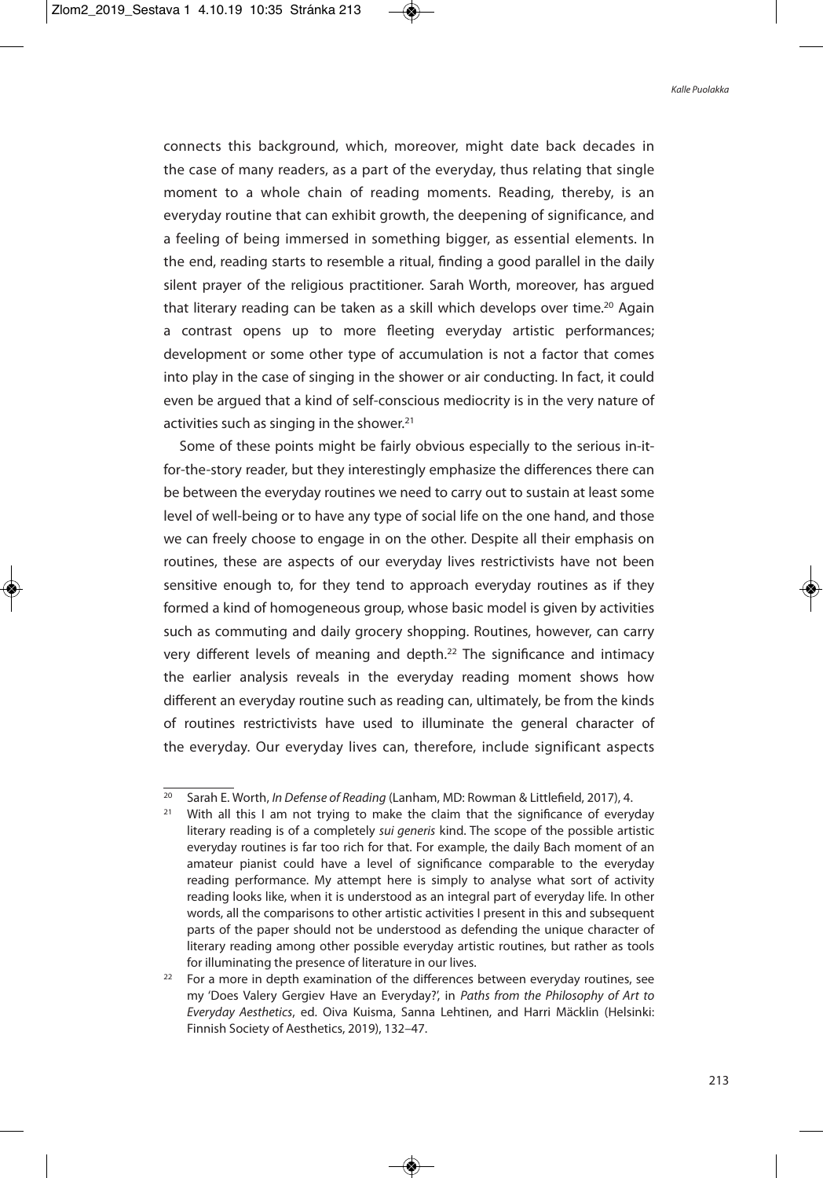connects this background, which, moreover, might date back decades in the case of many readers, as a part of the everyday, thus relating that single moment to a whole chain of reading moments. Reading, thereby, is an everyday routine that can exhibit growth, the deepening of significance, and a feeling of being immersed in something bigger, as essential elements. In the end, reading starts to resemble a ritual, finding a good parallel in the daily silent prayer of the religious practitioner. Sarah Worth, moreover, has argued that literary reading can be taken as a skill which develops over time.[20] Again a contrast opens up to more fleeting everyday artistic performances; development or some other type of accumulation is not a factor that comes into play in the case of singing in the shower or air conducting. In fact, it could even be argued that a kind of self-conscious mediocrity is in the very nature of activities such as singing in the shower.[21]

Some of these points might be fairly obvious especially to the serious in-it-for-the-story reader, but they interestingly emphasize the differences there can be between the everyday routines we need to carry out to sustain at least some level of well-being or to have any type of social life on the one hand, and those we can freely choose to engage in on the other. Despite all their emphasis on routines, these are aspects of our everyday lives restrictivists have not been sensitive enough to, for they tend to approach everyday routines as if they formed a kind of homogeneous group, whose basic model is given by activities such as commuting and daily grocery shopping. Routines, however, can carry very different levels of meaning and depth.[22] The significance and intimacy the earlier analysis reveals in the everyday reading moment shows how different an everyday routine such as reading can, ultimately, be from the kinds of routines restrictivists have used to illuminate the general character of the everyday. Our everyday lives can, therefore, include significant aspects

---

[20] Sarah E. Worth, *In Defense of Reading* (Lanham, MD: Rowman & Littlefield, 2017), 4.

[21] With all this I am not trying to make the claim that the significance of everyday literary reading is of a completely *sui generis* kind. The scope of the possible artistic everyday routines is far too rich for that. For example, the daily Bach moment of an amateur pianist could have a level of significance comparable to the everyday reading performance. My attempt here is simply to analyse what sort of activity reading looks like, when it is understood as an integral part of everyday life. In other words, all the comparisons to other artistic activities I present in this and subsequent parts of the paper should not be understood as defending the unique character of literary reading among other possible everyday artistic routines, but rather as tools for illuminating the presence of literature in our lives.

[22] For a more in depth examination of the differences between everyday routines, see my 'Does Valery Gergiev Have an Everyday?', in *Paths from the Philosophy of Art to Everyday Aesthetics*, ed. Oiva Kuisma, Sanna Lehtinen, and Harri Mäcklin (Helsinki: Finnish Society of Aesthetics, 2019), 132–47.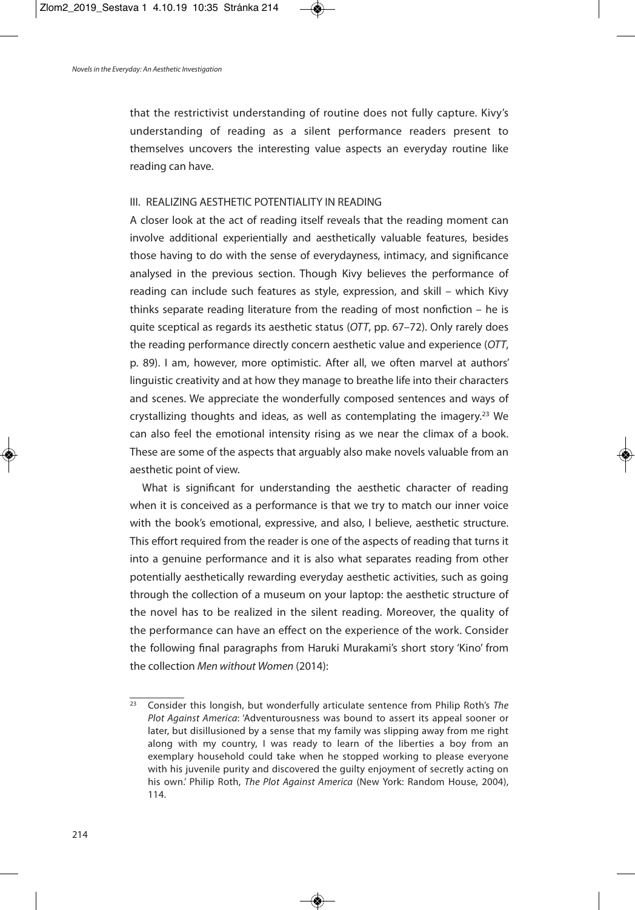that the restrictivist understanding of routine does not fully capture. Kivy's understanding of reading as a silent performance readers present to themselves uncovers the interesting value aspects an everyday routine like reading can have.

## III. REALIZING AESTHETIC POTENTIALITY IN READING

A closer look at the act of reading itself reveals that the reading moment can involve additional experientially and aesthetically valuable features, besides those having to do with the sense of everydayness, intimacy, and significance analysed in the previous section. Though Kivy believes the performance of reading can include such features as style, expression, and skill – which Kivy thinks separate reading literature from the reading of most nonfiction – he is quite sceptical as regards its aesthetic status (*OTT*, pp. 67–72). Only rarely does the reading performance directly concern aesthetic value and experience (*OTT*, p. 89). I am, however, more optimistic. After all, we often marvel at authors' linguistic creativity and at how they manage to breathe life into their characters and scenes. We appreciate the wonderfully composed sentences and ways of crystallizing thoughts and ideas, as well as contemplating the imagery.[23] We can also feel the emotional intensity rising as we near the climax of a book. These are some of the aspects that arguably also make novels valuable from an aesthetic point of view.

What is significant for understanding the aesthetic character of reading when it is conceived as a performance is that we try to match our inner voice with the book's emotional, expressive, and also, I believe, aesthetic structure. This effort required from the reader is one of the aspects of reading that turns it into a genuine performance and it is also what separates reading from other potentially aesthetically rewarding everyday aesthetic activities, such as going through the collection of a museum on your laptop: the aesthetic structure of the novel has to be realized in the silent reading. Moreover, the quality of the performance can have an effect on the experience of the work. Consider the following final paragraphs from Haruki Murakami's short story 'Kino' from the collection *Men without Women* (2014):

---

[23] Consider this longish, but wonderfully articulate sentence from Philip Roth's *The Plot Against America*: 'Adventurousness was bound to assert its appeal sooner or later, but disillusioned by a sense that my family was slipping away from me right along with my country, I was ready to learn of the liberties a boy from an exemplary household could take when he stopped working to please everyone with his juvenile purity and discovered the guilty enjoyment of secretly acting on his own.' Philip Roth, *The Plot Against America* (New York: Random House, 2004), 114.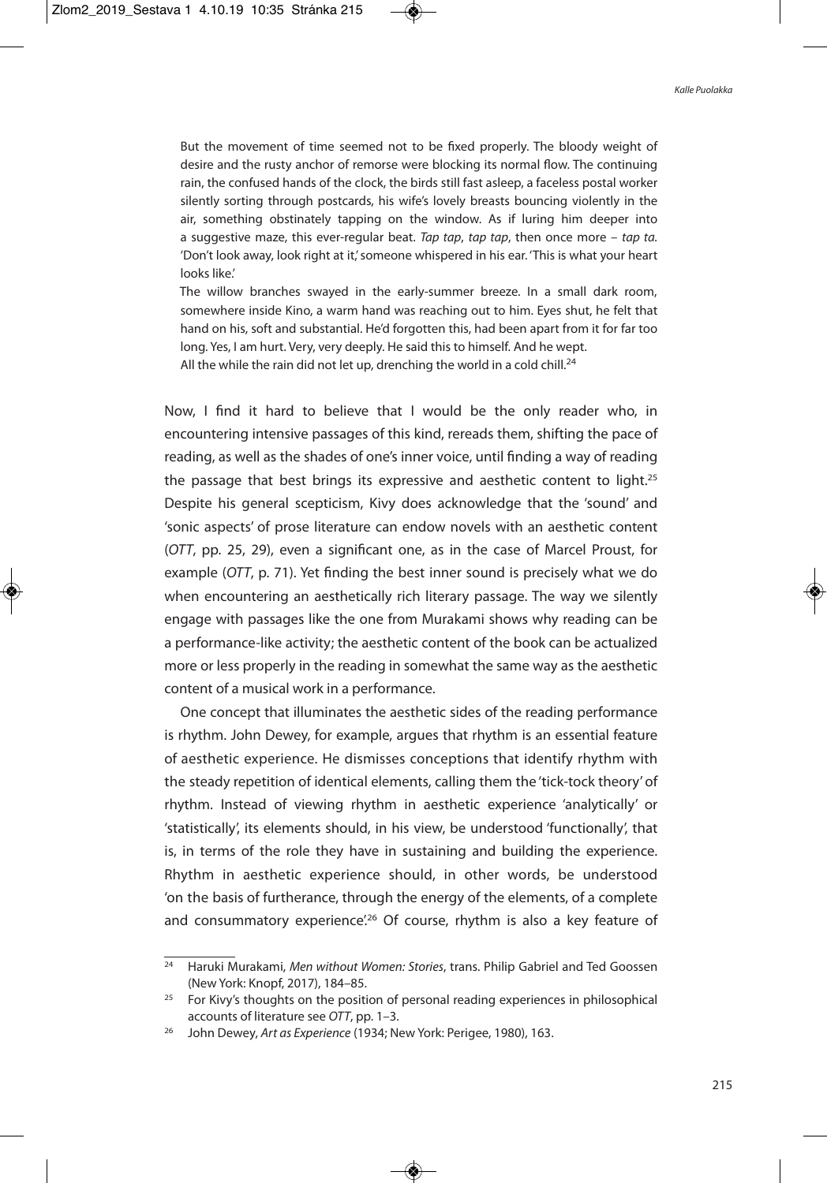> But the movement of time seemed not to be fixed properly. The bloody weight of desire and the rusty anchor of remorse were blocking its normal flow. The continuing rain, the confused hands of the clock, the birds still fast asleep, a faceless postal worker silently sorting through postcards, his wife's lovely breasts bouncing violently in the air, something obstinately tapping on the window. As if luring him deeper into a suggestive maze, this ever-regular beat. *Tap tap*, *tap tap*, then once more – *tap ta.* 'Don't look away, look right at it,' someone whispered in his ear. 'This is what your heart looks like.'
>
> The willow branches swayed in the early-summer breeze. In a small dark room, somewhere inside Kino, a warm hand was reaching out to him. Eyes shut, he felt that hand on his, soft and substantial. He'd forgotten this, had been apart from it for far too long. Yes, I am hurt. Very, very deeply. He said this to himself. And he wept.
>
> All the while the rain did not let up, drenching the world in a cold chill.[24]

Now, I find it hard to believe that I would be the only reader who, in encountering intensive passages of this kind, rereads them, shifting the pace of reading, as well as the shades of one's inner voice, until finding a way of reading the passage that best brings its expressive and aesthetic content to light.[25] Despite his general scepticism, Kivy does acknowledge that the 'sound' and 'sonic aspects' of prose literature can endow novels with an aesthetic content (*OTT*, pp. 25, 29), even a significant one, as in the case of Marcel Proust, for example (*OTT*, p. 71). Yet finding the best inner sound is precisely what we do when encountering an aesthetically rich literary passage. The way we silently engage with passages like the one from Murakami shows why reading can be a performance-like activity; the aesthetic content of the book can be actualized more or less properly in the reading in somewhat the same way as the aesthetic content of a musical work in a performance.

One concept that illuminates the aesthetic sides of the reading performance is rhythm. John Dewey, for example, argues that rhythm is an essential feature of aesthetic experience. He dismisses conceptions that identify rhythm with the steady repetition of identical elements, calling them the 'tick-tock theory' of rhythm. Instead of viewing rhythm in aesthetic experience 'analytically' or 'statistically', its elements should, in his view, be understood 'functionally', that is, in terms of the role they have in sustaining and building the experience. Rhythm in aesthetic experience should, in other words, be understood 'on the basis of furtherance, through the energy of the elements, of a complete and consummatory experience'.[26] Of course, rhythm is also a key feature of

---

[24] Haruki Murakami, *Men without Women: Stories*, trans. Philip Gabriel and Ted Goossen (New York: Knopf, 2017), 184–85.

[25] For Kivy's thoughts on the position of personal reading experiences in philosophical accounts of literature see *OTT*, pp. 1–3.

[26] John Dewey, *Art as Experience* (1934; New York: Perigee, 1980), 163.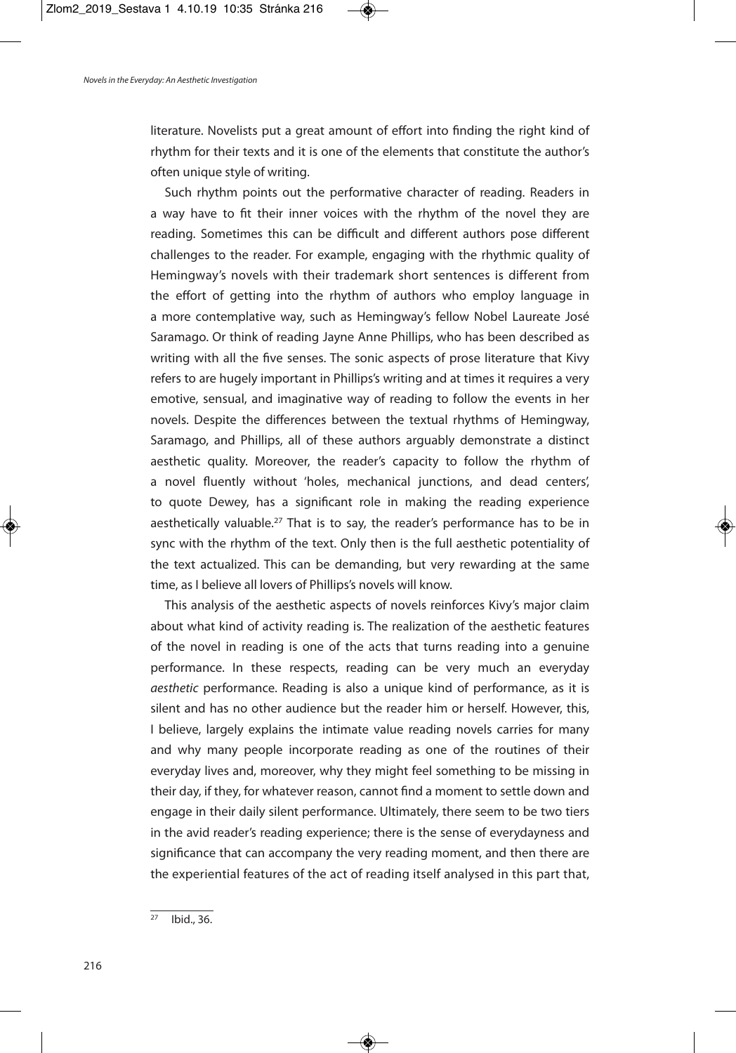literature. Novelists put a great amount of effort into finding the right kind of rhythm for their texts and it is one of the elements that constitute the author's often unique style of writing.

Such rhythm points out the performative character of reading. Readers in a way have to fit their inner voices with the rhythm of the novel they are reading. Sometimes this can be difficult and different authors pose different challenges to the reader. For example, engaging with the rhythmic quality of Hemingway's novels with their trademark short sentences is different from the effort of getting into the rhythm of authors who employ language in a more contemplative way, such as Hemingway's fellow Nobel Laureate José Saramago. Or think of reading Jayne Anne Phillips, who has been described as writing with all the five senses. The sonic aspects of prose literature that Kivy refers to are hugely important in Phillips's writing and at times it requires a very emotive, sensual, and imaginative way of reading to follow the events in her novels. Despite the differences between the textual rhythms of Hemingway, Saramago, and Phillips, all of these authors arguably demonstrate a distinct aesthetic quality. Moreover, the reader's capacity to follow the rhythm of a novel fluently without 'holes, mechanical junctions, and dead centers', to quote Dewey, has a significant role in making the reading experience aesthetically valuable.[27] That is to say, the reader's performance has to be in sync with the rhythm of the text. Only then is the full aesthetic potentiality of the text actualized. This can be demanding, but very rewarding at the same time, as I believe all lovers of Phillips's novels will know.

This analysis of the aesthetic aspects of novels reinforces Kivy's major claim about what kind of activity reading is. The realization of the aesthetic features of the novel in reading is one of the acts that turns reading into a genuine performance. In these respects, reading can be very much an everyday *aesthetic* performance. Reading is also a unique kind of performance, as it is silent and has no other audience but the reader him or herself. However, this, I believe, largely explains the intimate value reading novels carries for many and why many people incorporate reading as one of the routines of their everyday lives and, moreover, why they might feel something to be missing in their day, if they, for whatever reason, cannot find a moment to settle down and engage in their daily silent performance. Ultimately, there seem to be two tiers in the avid reader's reading experience; there is the sense of everydayness and significance that can accompany the very reading moment, and then there are the experiential features of the act of reading itself analysed in this part that,

[27] Ibid., 36.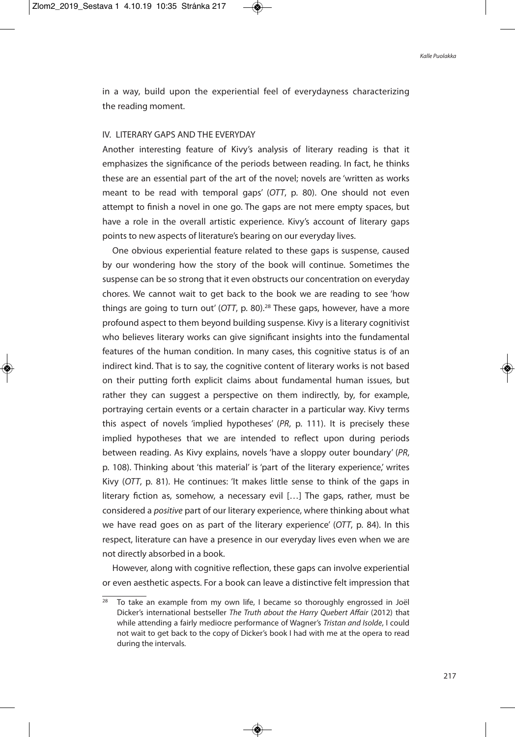in a way, build upon the experiential feel of everydayness characterizing the reading moment.

## IV. LITERARY GAPS AND THE EVERYDAY

Another interesting feature of Kivy's analysis of literary reading is that it emphasizes the significance of the periods between reading. In fact, he thinks these are an essential part of the art of the novel; novels are 'written as works meant to be read with temporal gaps' (*OTT*, p. 80). One should not even attempt to finish a novel in one go. The gaps are not mere empty spaces, but have a role in the overall artistic experience. Kivy's account of literary gaps points to new aspects of literature's bearing on our everyday lives.

One obvious experiential feature related to these gaps is suspense, caused by our wondering how the story of the book will continue. Sometimes the suspense can be so strong that it even obstructs our concentration on everyday chores. We cannot wait to get back to the book we are reading to see 'how things are going to turn out' (*OTT*, p. 80).[28] These gaps, however, have a more profound aspect to them beyond building suspense. Kivy is a literary cognitivist who believes literary works can give significant insights into the fundamental features of the human condition. In many cases, this cognitive status is of an indirect kind. That is to say, the cognitive content of literary works is not based on their putting forth explicit claims about fundamental human issues, but rather they can suggest a perspective on them indirectly, by, for example, portraying certain events or a certain character in a particular way. Kivy terms this aspect of novels 'implied hypotheses' (*PR*, p. 111). It is precisely these implied hypotheses that we are intended to reflect upon during periods between reading. As Kivy explains, novels 'have a sloppy outer boundary' (*PR*, p. 108). Thinking about 'this material' is 'part of the literary experience,' writes Kivy (*OTT*, p. 81). He continues: 'It makes little sense to think of the gaps in literary fiction as, somehow, a necessary evil […] The gaps, rather, must be considered a *positive* part of our literary experience, where thinking about what we have read goes on as part of the literary experience' (*OTT*, p. 84). In this respect, literature can have a presence in our everyday lives even when we are not directly absorbed in a book.

However, along with cognitive reflection, these gaps can involve experiential or even aesthetic aspects. For a book can leave a distinctive felt impression that

---

[28] To take an example from my own life, I became so thoroughly engrossed in Joël Dicker's international bestseller *The Truth about the Harry Quebert Affair* (2012) that while attending a fairly mediocre performance of Wagner's *Tristan and Isolde*, I could not wait to get back to the copy of Dicker's book I had with me at the opera to read during the intervals.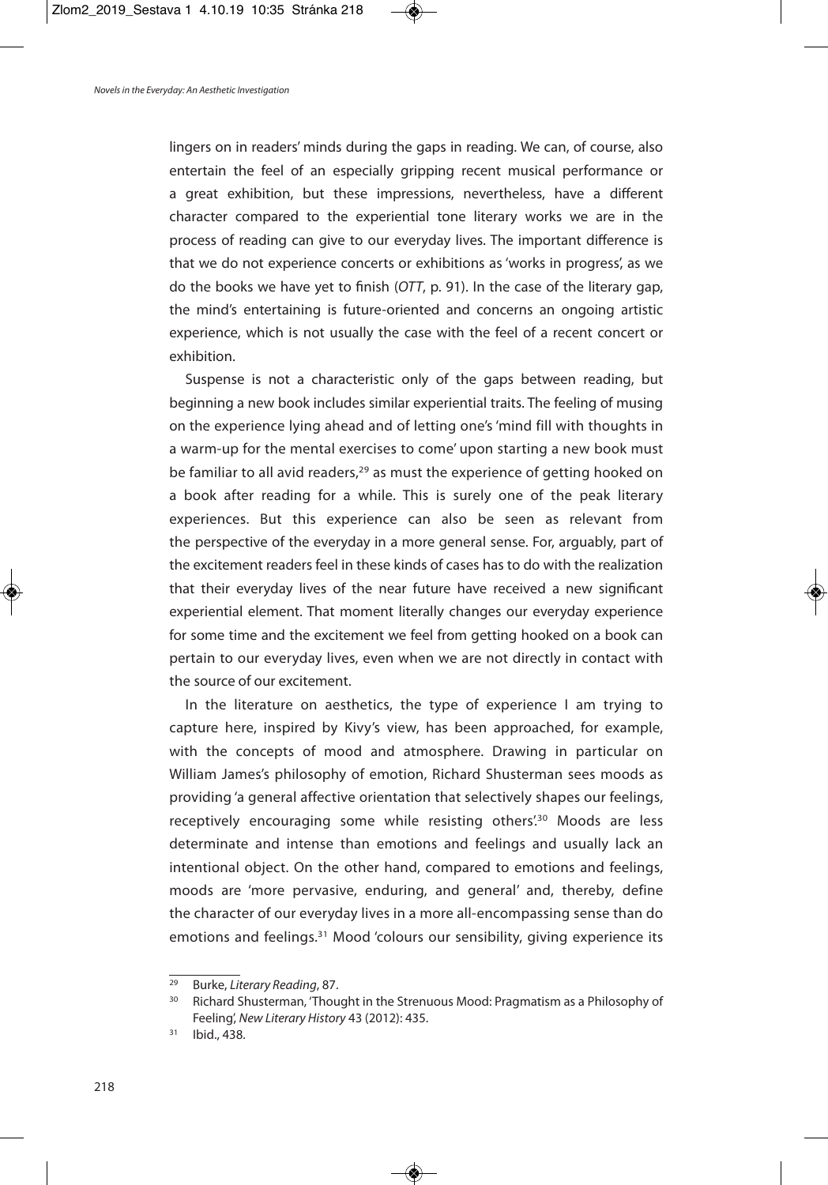lingers on in readers' minds during the gaps in reading. We can, of course, also entertain the feel of an especially gripping recent musical performance or a great exhibition, but these impressions, nevertheless, have a different character compared to the experiential tone literary works we are in the process of reading can give to our everyday lives. The important difference is that we do not experience concerts or exhibitions as 'works in progress', as we do the books we have yet to finish (*OTT*, p. 91). In the case of the literary gap, the mind's entertaining is future-oriented and concerns an ongoing artistic experience, which is not usually the case with the feel of a recent concert or exhibition.

Suspense is not a characteristic only of the gaps between reading, but beginning a new book includes similar experiential traits. The feeling of musing on the experience lying ahead and of letting one's 'mind fill with thoughts in a warm-up for the mental exercises to come' upon starting a new book must be familiar to all avid readers,[29] as must the experience of getting hooked on a book after reading for a while. This is surely one of the peak literary experiences. But this experience can also be seen as relevant from the perspective of the everyday in a more general sense. For, arguably, part of the excitement readers feel in these kinds of cases has to do with the realization that their everyday lives of the near future have received a new significant experiential element. That moment literally changes our everyday experience for some time and the excitement we feel from getting hooked on a book can pertain to our everyday lives, even when we are not directly in contact with the source of our excitement.

In the literature on aesthetics, the type of experience I am trying to capture here, inspired by Kivy's view, has been approached, for example, with the concepts of mood and atmosphere. Drawing in particular on William James's philosophy of emotion, Richard Shusterman sees moods as providing 'a general affective orientation that selectively shapes our feelings, receptively encouraging some while resisting others'.[30] Moods are less determinate and intense than emotions and feelings and usually lack an intentional object. On the other hand, compared to emotions and feelings, moods are 'more pervasive, enduring, and general' and, thereby, define the character of our everyday lives in a more all-encompassing sense than do emotions and feelings.[31] Mood 'colours our sensibility, giving experience its

---

[29] Burke, *Literary Reading*, 87.

[30] Richard Shusterman, 'Thought in the Strenuous Mood: Pragmatism as a Philosophy of Feeling', *New Literary History* 43 (2012): 435.

[31] Ibid., 438.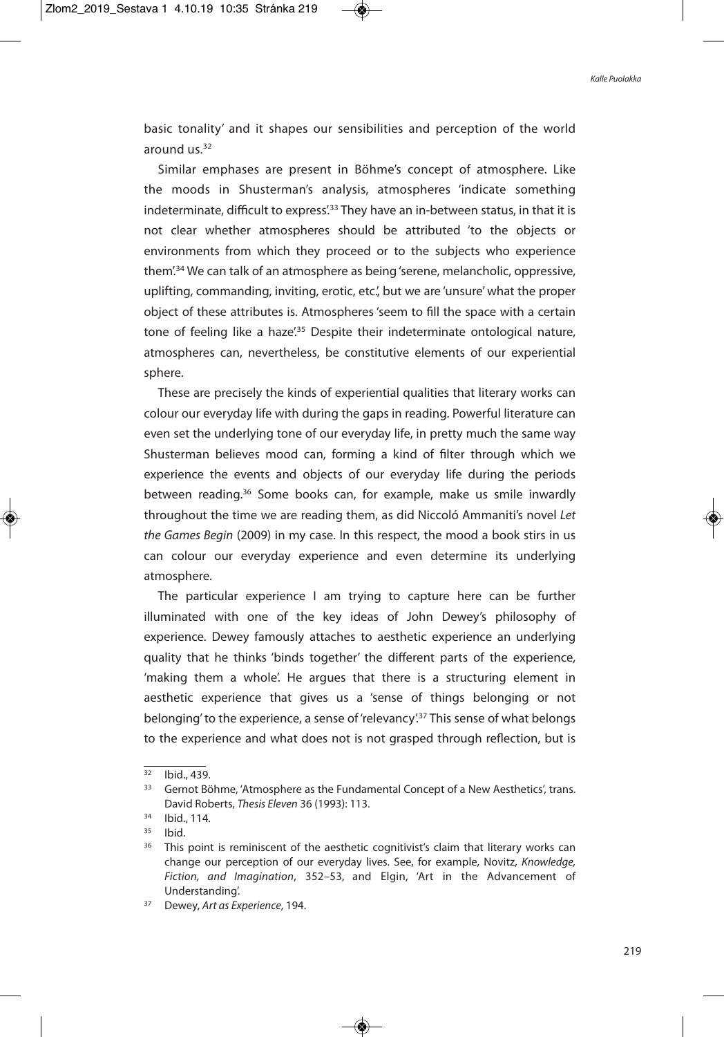basic tonality' and it shapes our sensibilities and perception of the world around us.[32]

Similar emphases are present in Böhme's concept of atmosphere. Like the moods in Shusterman's analysis, atmospheres 'indicate something indeterminate, difficult to express'.[33] They have an in-between status, in that it is not clear whether atmospheres should be attributed 'to the objects or environments from which they proceed or to the subjects who experience them'.[34] We can talk of an atmosphere as being 'serene, melancholic, oppressive, uplifting, commanding, inviting, erotic, etc.', but we are 'unsure' what the proper object of these attributes is. Atmospheres 'seem to fill the space with a certain tone of feeling like a haze'.[35] Despite their indeterminate ontological nature, atmospheres can, nevertheless, be constitutive elements of our experiential sphere.

These are precisely the kinds of experiential qualities that literary works can colour our everyday life with during the gaps in reading. Powerful literature can even set the underlying tone of our everyday life, in pretty much the same way Shusterman believes mood can, forming a kind of filter through which we experience the events and objects of our everyday life during the periods between reading.[36] Some books can, for example, make us smile inwardly throughout the time we are reading them, as did Niccoló Ammaniti's novel *Let the Games Begin* (2009) in my case. In this respect, the mood a book stirs in us can colour our everyday experience and even determine its underlying atmosphere.

The particular experience I am trying to capture here can be further illuminated with one of the key ideas of John Dewey's philosophy of experience. Dewey famously attaches to aesthetic experience an underlying quality that he thinks 'binds together' the different parts of the experience, 'making them a whole'. He argues that there is a structuring element in aesthetic experience that gives us a 'sense of things belonging or not belonging' to the experience, a sense of 'relevancy'.[37] This sense of what belongs to the experience and what does not is not grasped through reflection, but is

---

[32] Ibid., 439.

[33] Gernot Böhme, 'Atmosphere as the Fundamental Concept of a New Aesthetics', trans. David Roberts, *Thesis Eleven* 36 (1993): 113.

[34] Ibid., 114.

[35] Ibid.

[36] This point is reminiscent of the aesthetic cognitivist's claim that literary works can change our perception of our everyday lives. See, for example, Novitz, *Knowledge, Fiction, and Imagination*, 352–53, and Elgin, 'Art in the Advancement of Understanding'.

[37] Dewey, *Art as Experience*, 194.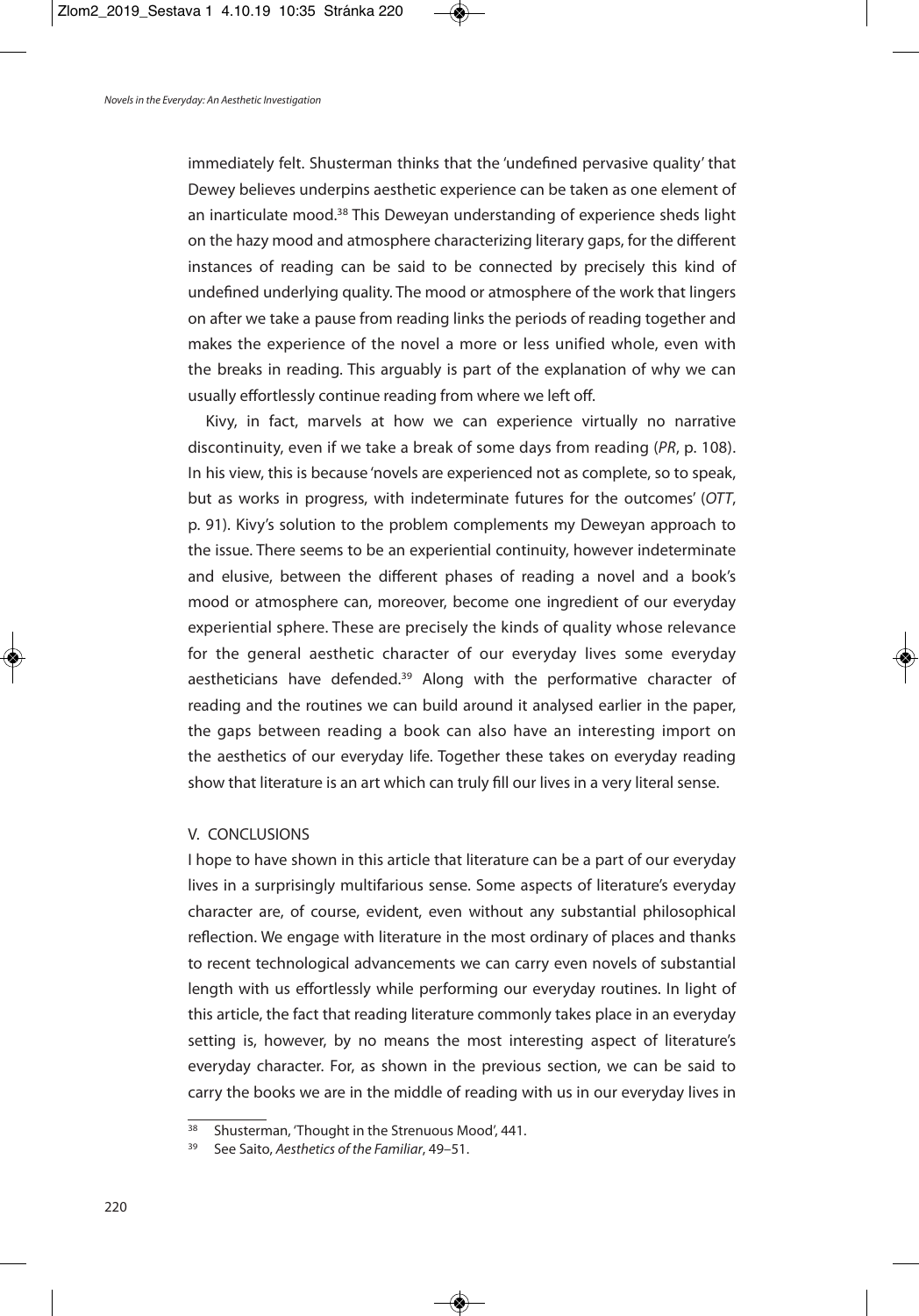immediately felt. Shusterman thinks that the 'undefined pervasive quality' that Dewey believes underpins aesthetic experience can be taken as one element of an inarticulate mood.[38] This Deweyan understanding of experience sheds light on the hazy mood and atmosphere characterizing literary gaps, for the different instances of reading can be said to be connected by precisely this kind of undefined underlying quality. The mood or atmosphere of the work that lingers on after we take a pause from reading links the periods of reading together and makes the experience of the novel a more or less unified whole, even with the breaks in reading. This arguably is part of the explanation of why we can usually effortlessly continue reading from where we left off.

Kivy, in fact, marvels at how we can experience virtually no narrative discontinuity, even if we take a break of some days from reading (*PR*, p. 108). In his view, this is because 'novels are experienced not as complete, so to speak, but as works in progress, with indeterminate futures for the outcomes' (*OTT*, p. 91). Kivy's solution to the problem complements my Deweyan approach to the issue. There seems to be an experiential continuity, however indeterminate and elusive, between the different phases of reading a novel and a book's mood or atmosphere can, moreover, become one ingredient of our everyday experiential sphere. These are precisely the kinds of quality whose relevance for the general aesthetic character of our everyday lives some everyday aestheticians have defended.[39] Along with the performative character of reading and the routines we can build around it analysed earlier in the paper, the gaps between reading a book can also have an interesting import on the aesthetics of our everyday life. Together these takes on everyday reading show that literature is an art which can truly fill our lives in a very literal sense.

## V. CONCLUSIONS

I hope to have shown in this article that literature can be a part of our everyday lives in a surprisingly multifarious sense. Some aspects of literature's everyday character are, of course, evident, even without any substantial philosophical reflection. We engage with literature in the most ordinary of places and thanks to recent technological advancements we can carry even novels of substantial length with us effortlessly while performing our everyday routines. In light of this article, the fact that reading literature commonly takes place in an everyday setting is, however, by no means the most interesting aspect of literature's everyday character. For, as shown in the previous section, we can be said to carry the books we are in the middle of reading with us in our everyday lives in

---

[38] Shusterman, 'Thought in the Strenuous Mood', 441.

[39] See Saito, *Aesthetics of the Familiar*, 49–51.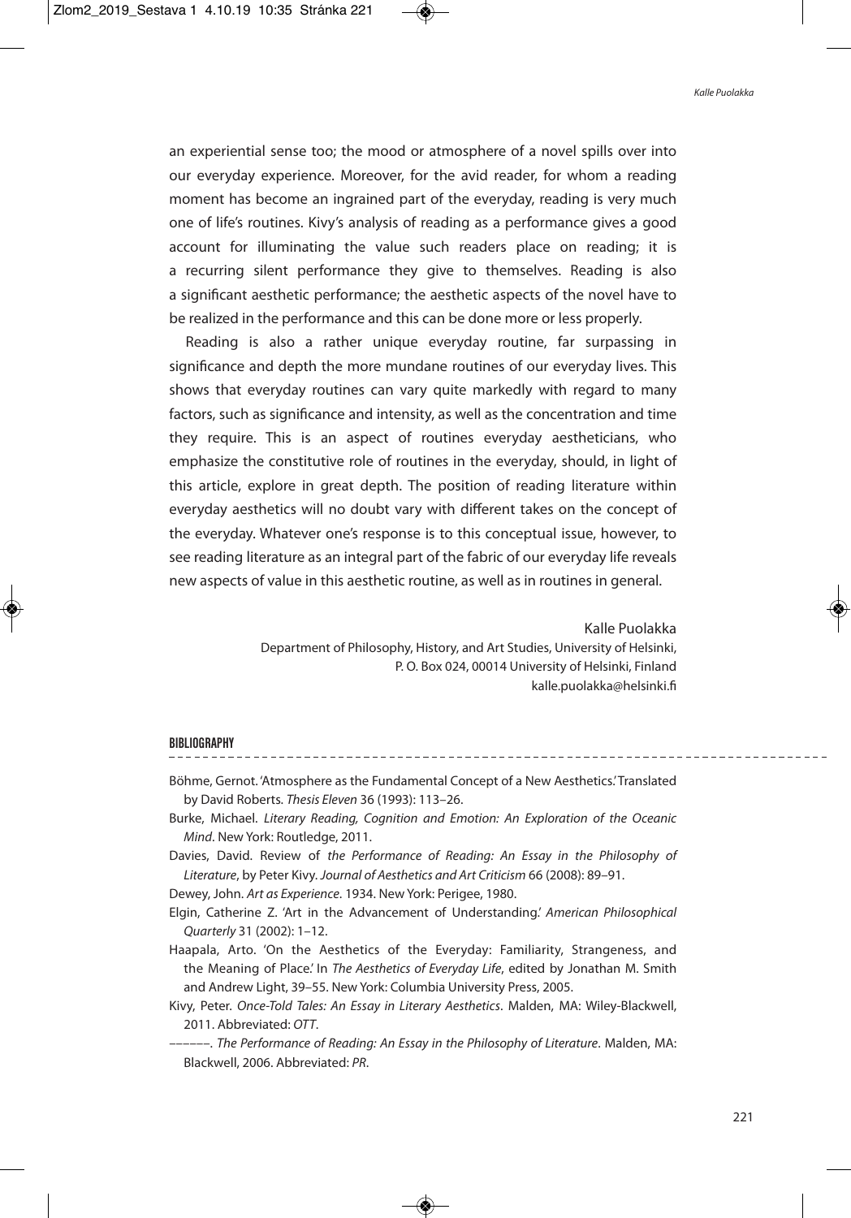an experiential sense too; the mood or atmosphere of a novel spills over into our everyday experience. Moreover, for the avid reader, for whom a reading moment has become an ingrained part of the everyday, reading is very much one of life's routines. Kivy's analysis of reading as a performance gives a good account for illuminating the value such readers place on reading; it is a recurring silent performance they give to themselves. Reading is also a significant aesthetic performance; the aesthetic aspects of the novel have to be realized in the performance and this can be done more or less properly.

Reading is also a rather unique everyday routine, far surpassing in significance and depth the more mundane routines of our everyday lives. This shows that everyday routines can vary quite markedly with regard to many factors, such as significance and intensity, as well as the concentration and time they require. This is an aspect of routines everyday aestheticians, who emphasize the constitutive role of routines in the everyday, should, in light of this article, explore in great depth. The position of reading literature within everyday aesthetics will no doubt vary with different takes on the concept of the everyday. Whatever one's response is to this conceptual issue, however, to see reading literature as an integral part of the fabric of our everyday life reveals new aspects of value in this aesthetic routine, as well as in routines in general.

Kalle Puolakka
Department of Philosophy, History, and Art Studies, University of Helsinki,
P. O. Box 024, 00014 University of Helsinki, Finland
kalle.puolakka@helsinki.fi

## BIBLIOGRAPHY

Böhme, Gernot. 'Atmosphere as the Fundamental Concept of a New Aesthetics.' Translated by David Roberts. *Thesis Eleven* 36 (1993): 113–26.

Burke, Michael. *Literary Reading, Cognition and Emotion: An Exploration of the Oceanic Mind*. New York: Routledge, 2011.

Davies, David. Review of *the Performance of Reading: An Essay in the Philosophy of Literature*, by Peter Kivy. *Journal of Aesthetics and Art Criticism* 66 (2008): 89–91.

Dewey, John. *Art as Experience*. 1934. New York: Perigee, 1980.

Elgin, Catherine Z. 'Art in the Advancement of Understanding.' *American Philosophical Quarterly* 31 (2002): 1–12.

Haapala, Arto. 'On the Aesthetics of the Everyday: Familiarity, Strangeness, and the Meaning of Place.' In *The Aesthetics of Everyday Life*, edited by Jonathan M. Smith and Andrew Light, 39–55. New York: Columbia University Press, 2005.

Kivy, Peter. *Once-Told Tales: An Essay in Literary Aesthetics*. Malden, MA: Wiley-Blackwell, 2011. Abbreviated: *OTT*.

––––––. *The Performance of Reading: An Essay in the Philosophy of Literature*. Malden, MA: Blackwell, 2006. Abbreviated: *PR*.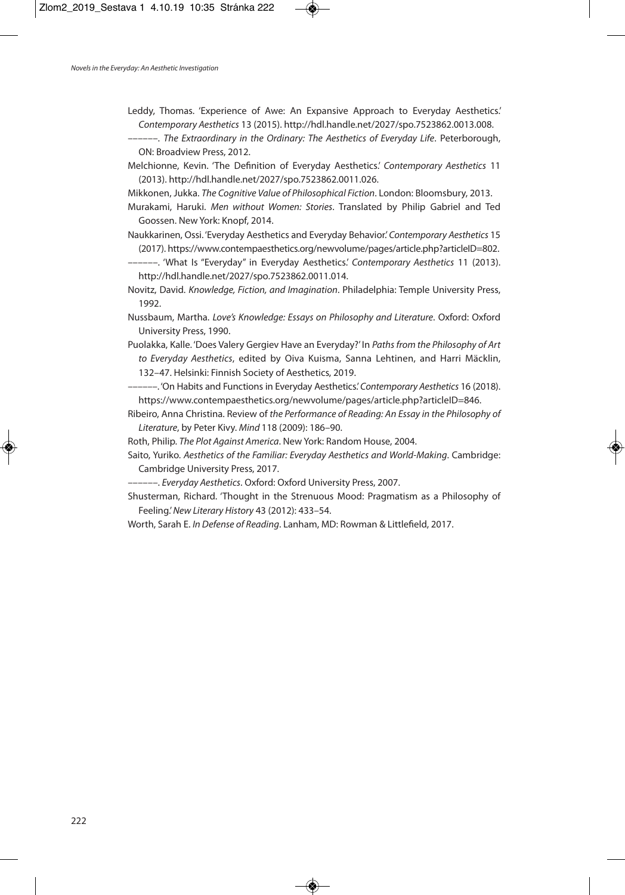Leddy, Thomas. 'Experience of Awe: An Expansive Approach to Everyday Aesthetics.' *Contemporary Aesthetics* 13 (2015). http://hdl.handle.net/2027/spo.7523862.0013.008.

––––––. *The Extraordinary in the Ordinary: The Aesthetics of Everyday Life*. Peterborough, ON: Broadview Press, 2012.

Melchionne, Kevin. 'The Definition of Everyday Aesthetics.' *Contemporary Aesthetics* 11 (2013). http://hdl.handle.net/2027/spo.7523862.0011.026.

Mikkonen, Jukka. *The Cognitive Value of Philosophical Fiction*. London: Bloomsbury, 2013.

Murakami, Haruki. *Men without Women: Stories*. Translated by Philip Gabriel and Ted Goossen. New York: Knopf, 2014.

Naukkarinen, Ossi. 'Everyday Aesthetics and Everyday Behavior.' *Contemporary Aesthetics* 15 (2017). https://www.contempaesthetics.org/newvolume/pages/article.php?articleID=802.

––––––. 'What Is "Everyday" in Everyday Aesthetics.' *Contemporary Aesthetics* 11 (2013). http://hdl.handle.net/2027/spo.7523862.0011.014.

Novitz, David. *Knowledge, Fiction, and Imagination*. Philadelphia: Temple University Press, 1992.

Nussbaum, Martha. *Love's Knowledge: Essays on Philosophy and Literature*. Oxford: Oxford University Press, 1990.

Puolakka, Kalle. 'Does Valery Gergiev Have an Everyday?' In *Paths from the Philosophy of Art to Everyday Aesthetics*, edited by Oiva Kuisma, Sanna Lehtinen, and Harri Mäcklin, 132–47. Helsinki: Finnish Society of Aesthetics, 2019.

––––––. 'On Habits and Functions in Everyday Aesthetics.' *Contemporary Aesthetics* 16 (2018). https://www.contempaesthetics.org/newvolume/pages/article.php?articleID=846.

Ribeiro, Anna Christina. Review of *the Performance of Reading: An Essay in the Philosophy of Literature*, by Peter Kivy. *Mind* 118 (2009): 186–90.

Roth, Philip. *The Plot Against America*. New York: Random House, 2004.

Saito, Yuriko. *Aesthetics of the Familiar: Everyday Aesthetics and World-Making*. Cambridge: Cambridge University Press, 2017.

––––––. *Everyday Aesthetics*. Oxford: Oxford University Press, 2007.

Shusterman, Richard. 'Thought in the Strenuous Mood: Pragmatism as a Philosophy of Feeling.' *New Literary History* 43 (2012): 433–54.

Worth, Sarah E. *In Defense of Reading*. Lanham, MD: Rowman & Littlefield, 2017.